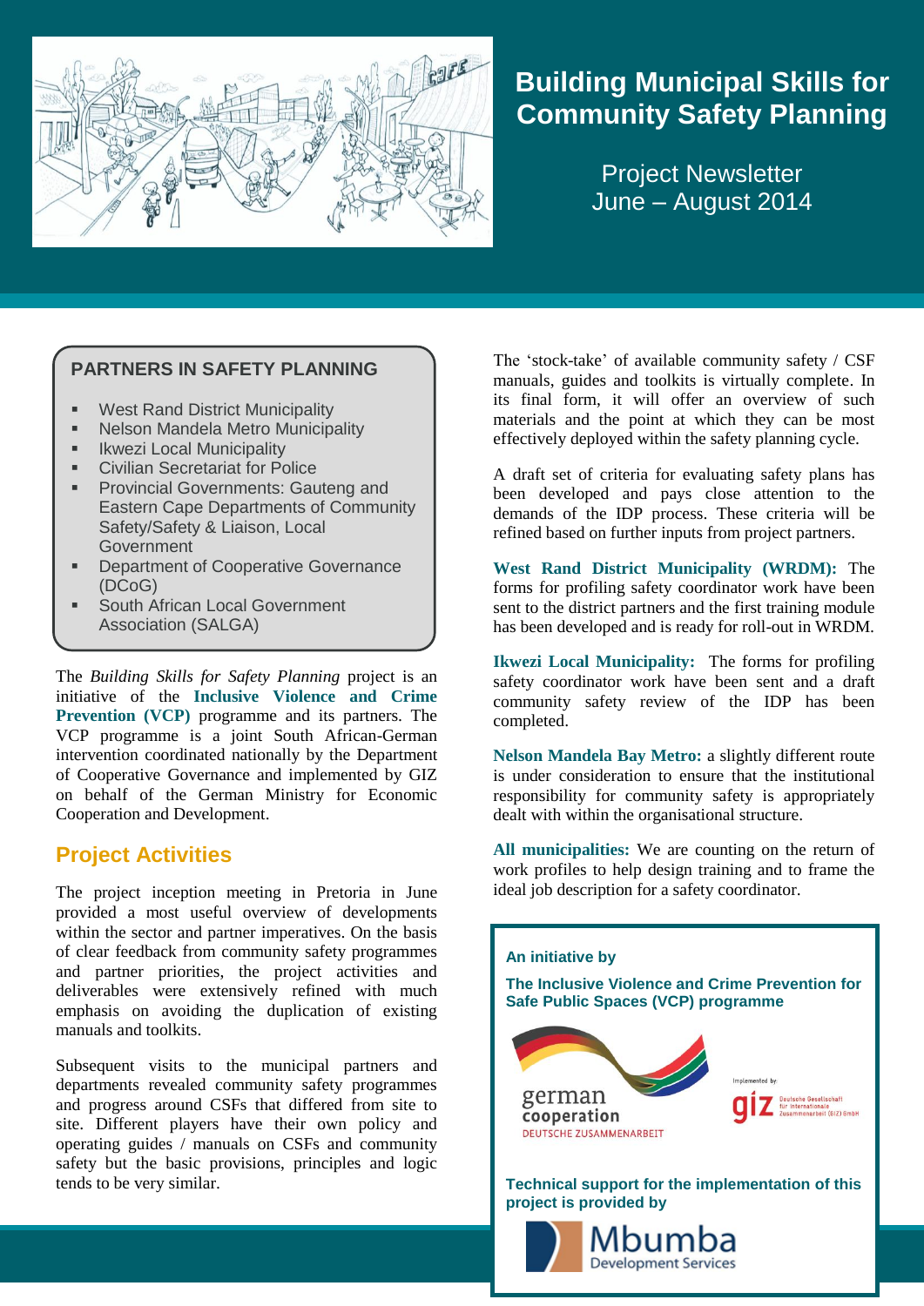# Building Municipal Skills for Community Safety Planning

Project Newsletter
June – August 2014

## PARTNERS IN SAFETY PLANNING

- West Rand District Municipality
- Nelson Mandela Metro Municipality
- Ikwezi Local Municipality
- Civilian Secretariat for Police
- Provincial Governments: Gauteng and Eastern Cape Departments of Community Safety/Safety & Liaison, Local Government
- Department of Cooperative Governance (DCoG)
- South African Local Government Association (SALGA)

The *Building Skills for Safety Planning* project is an initiative of the **Inclusive Violence and Crime Prevention (VCP)** programme and its partners. The VCP programme is a joint South African-German intervention coordinated nationally by the Department of Cooperative Governance and implemented by GIZ on behalf of the German Ministry for Economic Cooperation and Development.

## Project Activities

The project inception meeting in Pretoria in June provided a most useful overview of developments within the sector and partner imperatives. On the basis of clear feedback from community safety programmes and partner priorities, the project activities and deliverables were extensively refined with much emphasis on avoiding the duplication of existing manuals and toolkits.

Subsequent visits to the municipal partners and departments revealed community safety programmes and progress around CSFs that differed from site to site. Different players have their own policy and operating guides / manuals on CSFs and community safety but the basic provisions, principles and logic tends to be very similar.

The 'stock-take' of available community safety / CSF manuals, guides and toolkits is virtually complete. In its final form, it will offer an overview of such materials and the point at which they can be most effectively deployed within the safety planning cycle.

A draft set of criteria for evaluating safety plans has been developed and pays close attention to the demands of the IDP process. These criteria will be refined based on further inputs from project partners.

**West Rand District Municipality (WRDM):** The forms for profiling safety coordinator work have been sent to the district partners and the first training module has been developed and is ready for roll-out in WRDM.

**Ikwezi Local Municipality:** The forms for profiling safety coordinator work have been sent and a draft community safety review of the IDP has been completed.

**Nelson Mandela Bay Metro:** a slightly different route is under consideration to ensure that the institutional responsibility for community safety is appropriately dealt with within the organisational structure.

**All municipalities:** We are counting on the return of work profiles to help design training and to frame the ideal job description for a safety coordinator.

**An initiative by**

**The Inclusive Violence and Crime Prevention for Safe Public Spaces (VCP) programme**

german cooperation
DEUTSCHE ZUSAMMENARBEIT

Implemented by giz Deutsche Gesellschaft für Internationale Zusammenarbeit (GIZ) GmbH

**Technical support for the implementation of this project is provided by**

Mbumba Development Services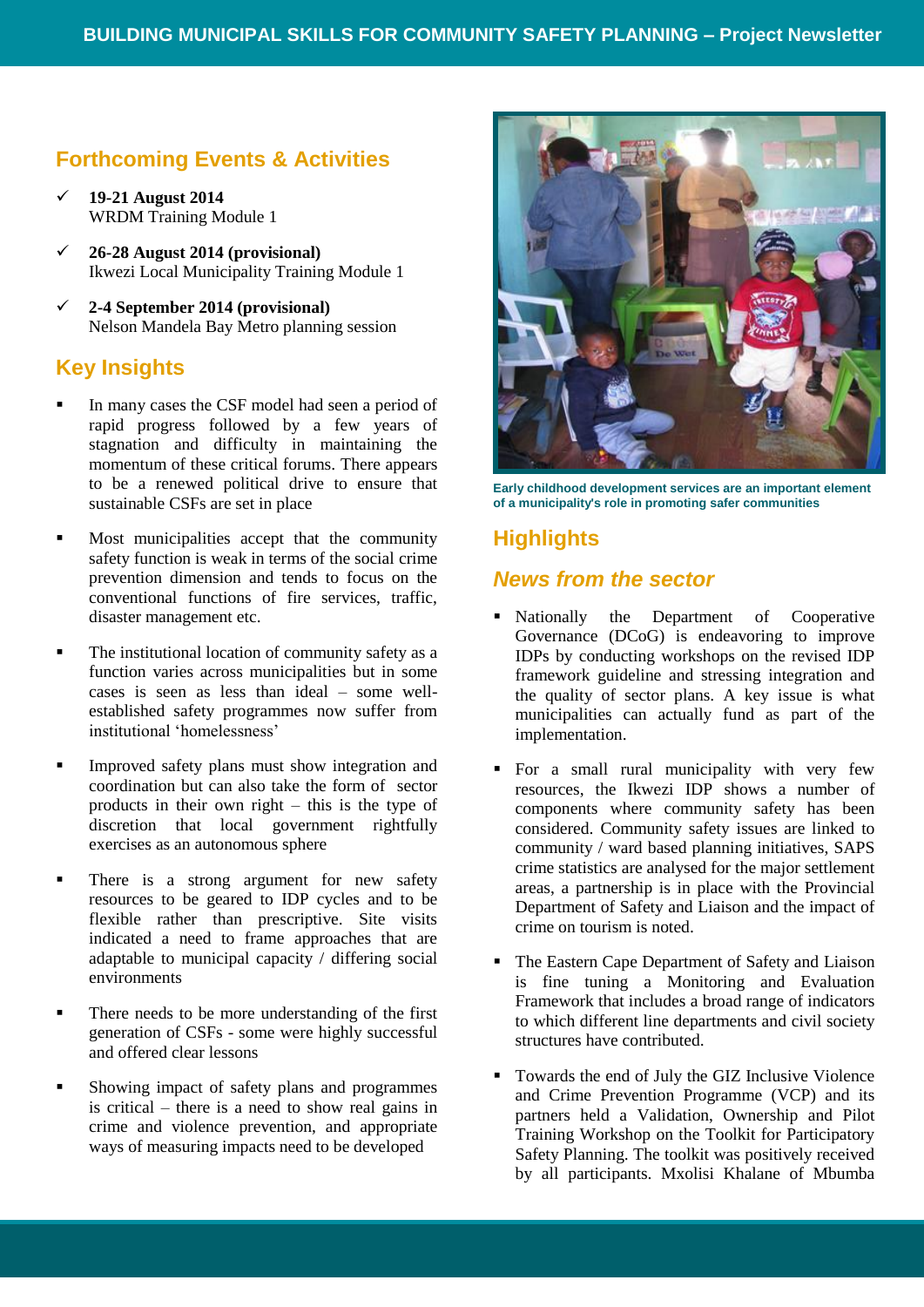## Forthcoming Events & Activities

- ✓ **19-21 August 2014**
  WRDM Training Module 1
- ✓ **26-28 August 2014 (provisional)**
  Ikwezi Local Municipality Training Module 1
- ✓ **2-4 September 2014 (provisional)**
  Nelson Mandela Bay Metro planning session

## Key Insights

- In many cases the CSF model had seen a period of rapid progress followed by a few years of stagnation and difficulty in maintaining the momentum of these critical forums. There appears to be a renewed political drive to ensure that sustainable CSFs are set in place
- Most municipalities accept that the community safety function is weak in terms of the social crime prevention dimension and tends to focus on the conventional functions of fire services, traffic, disaster management etc.
- The institutional location of community safety as a function varies across municipalities but in some cases is seen as less than ideal – some well-established safety programmes now suffer from institutional 'homelessness'
- Improved safety plans must show integration and coordination but can also take the form of sector products in their own right – this is the type of discretion that local government rightfully exercises as an autonomous sphere
- There is a strong argument for new safety resources to be geared to IDP cycles and to be flexible rather than prescriptive. Site visits indicated a need to frame approaches that are adaptable to municipal capacity / differing social environments
- There needs to be more understanding of the first generation of CSFs - some were highly successful and offered clear lessons
- Showing impact of safety plans and programmes is critical – there is a need to show real gains in crime and violence prevention, and appropriate ways of measuring impacts need to be developed

**Early childhood development services are an important element of a municipality's role in promoting safer communities**

## Highlights

### *News from the sector*

- Nationally the Department of Cooperative Governance (DCoG) is endeavoring to improve IDPs by conducting workshops on the revised IDP framework guideline and stressing integration and the quality of sector plans. A key issue is what municipalities can actually fund as part of the implementation.
- For a small rural municipality with very few resources, the Ikwezi IDP shows a number of components where community safety has been considered. Community safety issues are linked to community / ward based planning initiatives, SAPS crime statistics are analysed for the major settlement areas, a partnership is in place with the Provincial Department of Safety and Liaison and the impact of crime on tourism is noted.
- The Eastern Cape Department of Safety and Liaison is fine tuning a Monitoring and Evaluation Framework that includes a broad range of indicators to which different line departments and civil society structures have contributed.
- Towards the end of July the GIZ Inclusive Violence and Crime Prevention Programme (VCP) and its partners held a Validation, Ownership and Pilot Training Workshop on the Toolkit for Participatory Safety Planning. The toolkit was positively received by all participants. Mxolisi Khalane of Mbumba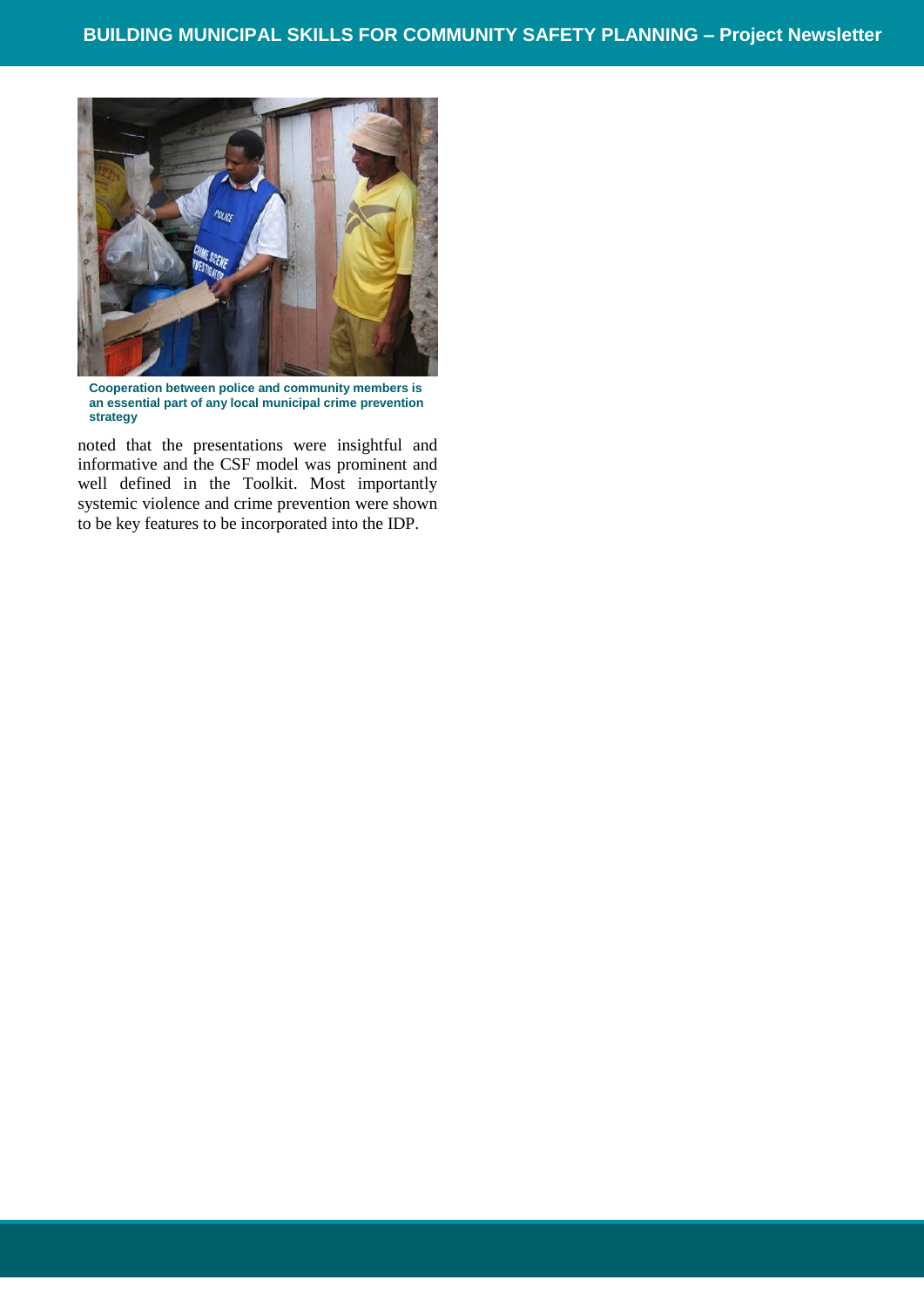Cooperation between police and community members is an essential part of any local municipal crime prevention strategy

noted that the presentations were insightful and informative and the CSF model was prominent and well defined in the Toolkit. Most importantly systemic violence and crime prevention were shown to be key features to be incorporated into the IDP.